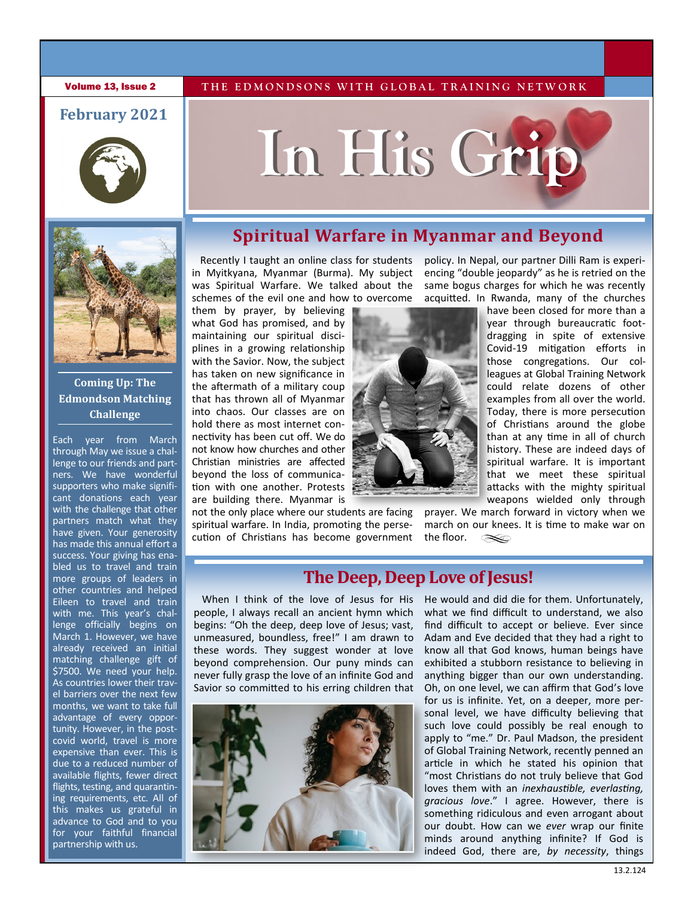# In His Grip

Volume 13, Issue 2 — THE EDMONDSONS WITH GLOBAL TRAINING NETWORK

February 2021

## Spiritual Warfare in Myanmar and Beyond

Recently I taught an online class for students in Myitkyana, Myanmar (Burma). My subject was Spiritual Warfare. We talked about the schemes of the evil one and how to overcome them by prayer, by believing what God has promised, and by maintaining our spiritual disciplines in a growing relationship with the Savior. Now, the subject has taken on new significance in the aftermath of a military coup that has thrown all of Myanmar into chaos. Our classes are on hold there as most internet connectivity has been cut off. We do not know how churches and other Christian ministries are affected beyond the loss of communication with one another. Protests are building there. Myanmar is not the only place where our students are facing spiritual warfare. In India, promoting the persecution of Christians has become government policy. In Nepal, our partner Dilli Ram is experiencing "double jeopardy" as he is retried on the same bogus charges for which he was recently acquitted. In Rwanda, many of the churches have been closed for more than a year through bureaucratic foot-dragging in spite of extensive Covid-19 mitigation efforts in those congregations. Our colleagues at Global Training Network could relate dozens of other examples from all over the world. Today, there is more persecution of Christians around the globe than at any time in all of church history. These are indeed days of spiritual warfare. It is important that we meet these spiritual attacks with the mighty spiritual weapons wielded only through prayer. We march forward in victory when we march on our knees. It is time to make war on the floor.

## The Deep, Deep Love of Jesus!

When I think of the love of Jesus for His people, I always recall an ancient hymn which begins: "Oh the deep, deep love of Jesus; vast, unmeasured, boundless, free!" I am drawn to these words. They suggest wonder at love beyond comprehension. Our puny minds can never fully grasp the love of an infinite God and Savior so committed to his erring children that He would and did die for them. Unfortunately, what we find difficult to understand, we also find difficult to accept or believe. Ever since Adam and Eve decided that they had a right to know all that God knows, human beings have exhibited a stubborn resistance to believing in anything bigger than our own understanding. Oh, on one level, we can affirm that God's love for us is infinite. Yet, on a deeper, more personal level, we have difficulty believing that such love could possibly be real enough to apply to "me." Dr. Paul Madson, the president of Global Training Network, recently penned an article in which he stated his opinion that "most Christians do not truly believe that God loves them with an *inexhaustible, everlasting, gracious love*." I agree. However, there is something ridiculous and even arrogant about our doubt. How can we *ever* wrap our finite minds around anything infinite? If God is indeed God, there are, *by necessity*, things

### Coming Up: The Edmondson Matching Challenge

Each year from March through May we issue a challenge to our friends and partners. We have wonderful supporters who make significant donations each year with the challenge that other partners match what they have given. Your generosity has made this annual effort a success. Your giving has enabled us to travel and train more groups of leaders in other countries and helped Eileen to travel and train with me. This year's challenge officially begins on March 1. However, we have already received an initial matching challenge gift of $7500. We need your help. As countries lower their travel barriers over the next few months, we want to take full advantage of every opportunity. However, in the post-covid world, travel is more expensive than ever. This is due to a reduced number of available flights, fewer direct flights, testing, and quarantining requirements, etc. All of this makes us grateful in advance to God and to you for your faithful financial partnership with us.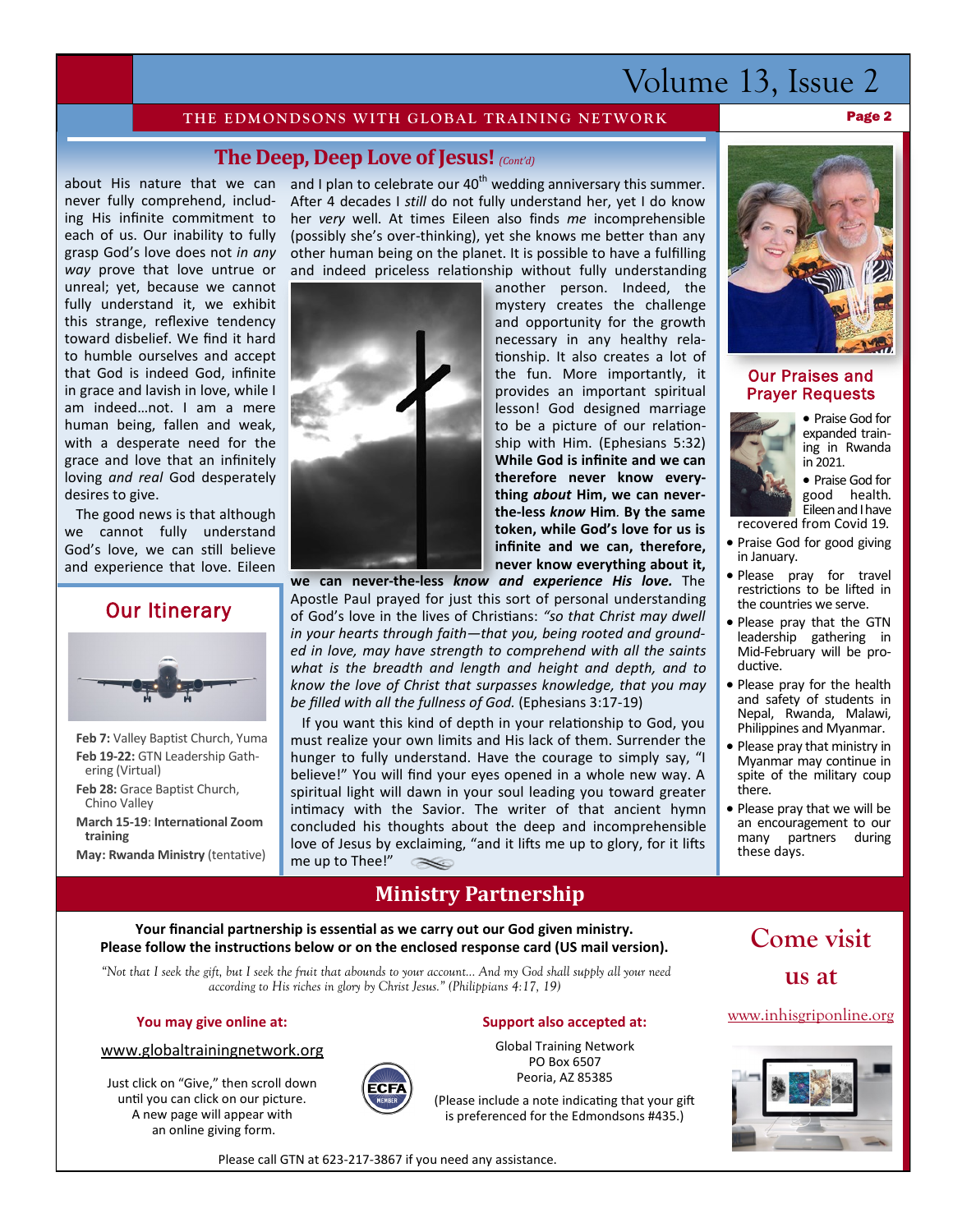## The Deep, Deep Love of Jesus! *(Cont'd)*

about His nature that we can never fully comprehend, including His infinite commitment to each of us. Our inability to fully grasp God's love does not *in any way* prove that love untrue or unreal; yet, because we cannot fully understand it, we exhibit this strange, reflexive tendency toward disbelief. We find it hard to humble ourselves and accept that God is indeed God, infinite in grace and lavish in love, while I am indeed…not. I am a mere human being, fallen and weak, with a desperate need for the grace and love that an infinitely loving *and real* God desperately desires to give.

The good news is that although we cannot fully understand God's love, we can still believe and experience that love. Eileen and I plan to celebrate our 40th wedding anniversary this summer. After 4 decades I *still* do not fully understand her, yet I do know her *very* well. At times Eileen also finds *me* incomprehensible (possibly she's over-thinking), yet she knows me better than any other human being on the planet. It is possible to have a fulfilling and indeed priceless relationship without fully understanding another person. Indeed, the mystery creates the challenge and opportunity for the growth necessary in any healthy relationship. It also creates a lot of the fun. More importantly, it provides an important spiritual lesson! God designed marriage to be a picture of our relationship with Him. (Ephesians 5:32) **While God is infinite and we can therefore never know everything *about* Him, we can never-the-less *know* Him. By the same token, while God's love for us is infinite and we can, therefore, never know everything about it, we can never-the-less *know* and *experience His love.*** The Apostle Paul prayed for just this sort of personal understanding of God's love in the lives of Christians: *"so that Christ may dwell in your hearts through faith—that you, being rooted and grounded in love, may have strength to comprehend with all the saints what is the breadth and length and height and depth, and to know the love of Christ that surpasses knowledge, that you may be filled with all the fullness of God.* (Ephesians 3:17-19)

If you want this kind of depth in your relationship to God, you must realize your own limits and His lack of them. Surrender the hunger to fully understand. Have the courage to simply say, "I believe!" You will find your eyes opened in a whole new way. A spiritual light will dawn in your soul leading you toward greater intimacy with the Savior. The writer of that ancient hymn concluded his thoughts about the deep and incomprehensible love of Jesus by exclaiming, "and it lifts me up to glory, for it lifts me up to Thee!"

## Our Itinerary

- **Feb 7:** Valley Baptist Church, Yuma
- **Feb 19-22:** GTN Leadership Gathering (Virtual)
- **Feb 28:** Grace Baptist Church, Chino Valley
- **March 15-19**: **International Zoom training**
- **May: Rwanda Ministry** (tentative)

## Our Praises and Prayer Requests

- Praise God for expanded training in Rwanda in 2021.
- Praise God for good health. Eileen and I have recovered from Covid 19.
- Praise God for good giving in January.
- Please pray for travel restrictions to be lifted in the countries we serve.
- Please pray that the GTN leadership gathering in Mid-February will be productive.
- Please pray for the health and safety of students in Nepal, Rwanda, Malawi, Philippines and Myanmar.
- Please pray that ministry in Myanmar may continue in spite of the military coup there.
- Please pray that we will be an encouragement to our many partners during these days.

## Ministry Partnership

**Your financial partnership is essential as we carry out our God given ministry. Please follow the instructions below or on the enclosed response card (US mail version).**

*"Not that I seek the gift, but I seek the fruit that abounds to your account... And my God shall supply all your need according to His riches in glory by Christ Jesus." (Philippians 4:17, 19)*

**You may give online at:**

www.globaltrainingnetwork.org

Just click on "Give," then scroll down until you can click on our picture. A new page will appear with an online giving form.

ECFA MEMBER

**Support also accepted at:**

Global Training Network
PO Box 6507
Peoria, AZ 85385

(Please include a note indicating that your gift is preferenced for the Edmondsons #435.)

Please call GTN at 623-217-3867 if you need any assistance.

## Come visit us at

www.inhisgriponline.org